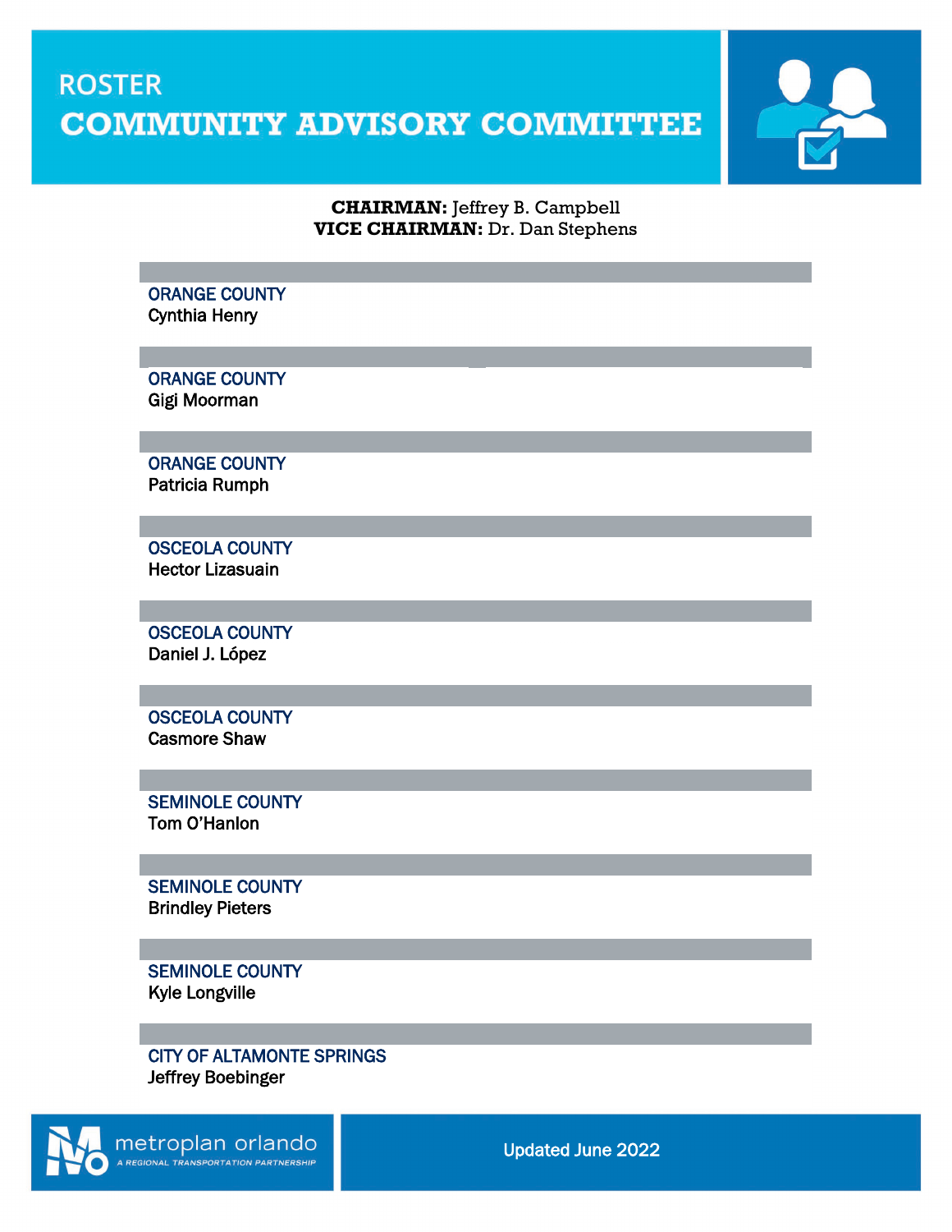# ROSTER
# COMMUNITY ADVISORY COMMITTEE

**CHAIRMAN:** Jeffrey B. Campbell
**VICE CHAIRMAN:** Dr. Dan Stephens

ORANGE COUNTY
Cynthia Henry

ORANGE COUNTY
Gigi Moorman

ORANGE COUNTY
Patricia Rumph

OSCEOLA COUNTY
Hector Lizasuain

OSCEOLA COUNTY
Daniel J. López

OSCEOLA COUNTY
Casmore Shaw

SEMINOLE COUNTY
Tom O'Hanlon

SEMINOLE COUNTY
Brindley Pieters

SEMINOLE COUNTY
Kyle Longville

CITY OF ALTAMONTE SPRINGS
Jeffrey Boebinger

metroplan orlando
A REGIONAL TRANSPORTATION PARTNERSHIP

Updated June 2022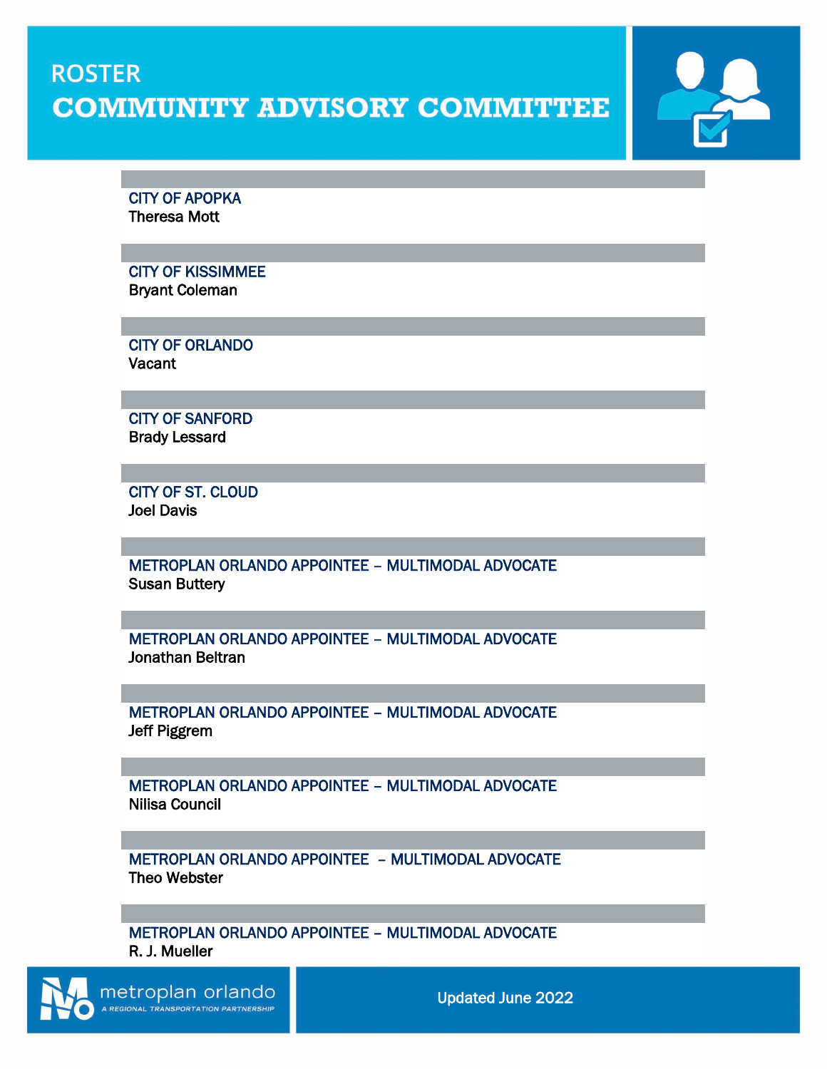# ROSTER

# COMMUNITY ADVISORY COMMITTEE

**CITY OF APOPKA**
Theresa Mott

**CITY OF KISSIMMEE**
Bryant Coleman

**CITY OF ORLANDO**
Vacant

**CITY OF SANFORD**
Brady Lessard

**CITY OF ST. CLOUD**
Joel Davis

**METROPLAN ORLANDO APPOINTEE – MULTIMODAL ADVOCATE**
Susan Buttery

**METROPLAN ORLANDO APPOINTEE – MULTIMODAL ADVOCATE**
Jonathan Beltran

**METROPLAN ORLANDO APPOINTEE – MULTIMODAL ADVOCATE**
Jeff Piggrem

**METROPLAN ORLANDO APPOINTEE – MULTIMODAL ADVOCATE**
Nilisa Council

**METROPLAN ORLANDO APPOINTEE – MULTIMODAL ADVOCATE**
Theo Webster

**METROPLAN ORLANDO APPOINTEE – MULTIMODAL ADVOCATE**
R. J. Mueller

metroplan orlando
A REGIONAL TRANSPORTATION PARTNERSHIP

Updated June 2022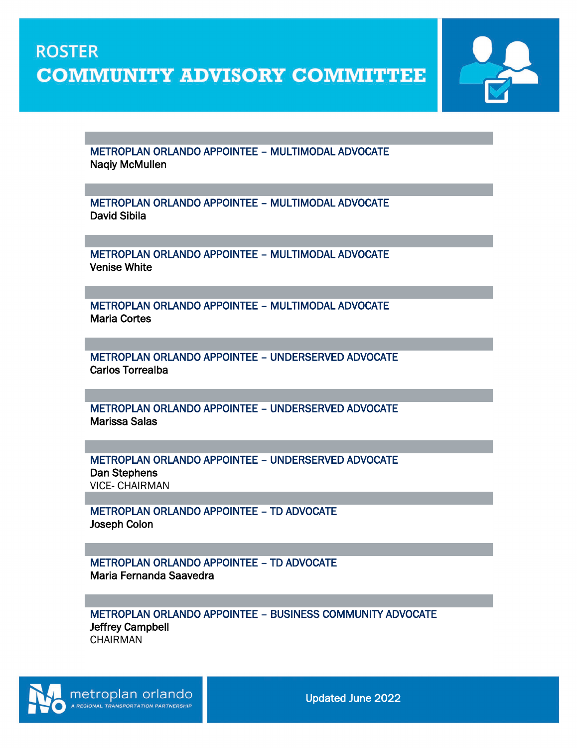# ROSTER
## COMMUNITY ADVISORY COMMITTEE

**METROPLAN ORLANDO APPOINTEE – MULTIMODAL ADVOCATE**
Naqiy McMullen

**METROPLAN ORLANDO APPOINTEE – MULTIMODAL ADVOCATE**
David Sibila

**METROPLAN ORLANDO APPOINTEE – MULTIMODAL ADVOCATE**
Venise White

**METROPLAN ORLANDO APPOINTEE – MULTIMODAL ADVOCATE**
Maria Cortes

**METROPLAN ORLANDO APPOINTEE – UNDERSERVED ADVOCATE**
Carlos Torrealba

**METROPLAN ORLANDO APPOINTEE – UNDERSERVED ADVOCATE**
Marissa Salas

**METROPLAN ORLANDO APPOINTEE – UNDERSERVED ADVOCATE**
Dan Stephens
VICE- CHAIRMAN

**METROPLAN ORLANDO APPOINTEE – TD ADVOCATE**
Joseph Colon

**METROPLAN ORLANDO APPOINTEE – TD ADVOCATE**
Maria Fernanda Saavedra

**METROPLAN ORLANDO APPOINTEE – BUSINESS COMMUNITY ADVOCATE**
Jeffrey Campbell
CHAIRMAN

metroplan orlando
A REGIONAL TRANSPORTATION PARTNERSHIP

Updated June 2022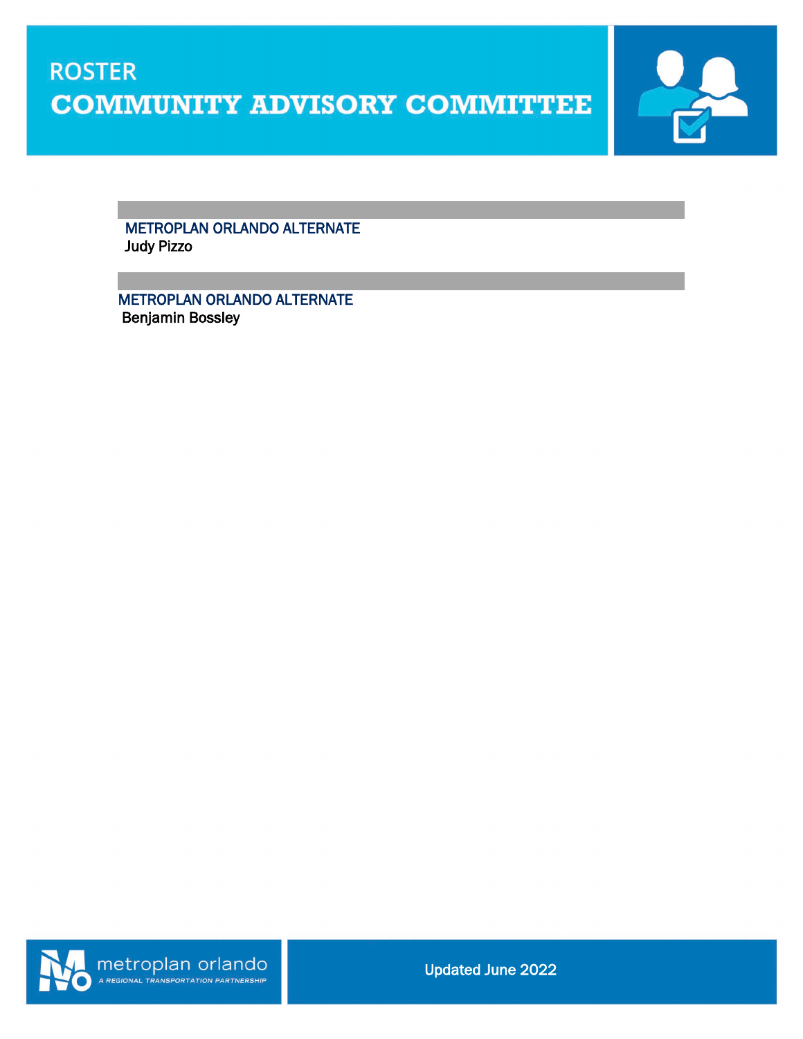ROSTER

# COMMUNITY ADVISORY COMMITTEE

**METROPLAN ORLANDO ALTERNATE**
Judy Pizzo

**METROPLAN ORLANDO ALTERNATE**
Benjamin Bossley

metroplan orlando
A REGIONAL TRANSPORTATION PARTNERSHIP

Updated June 2022